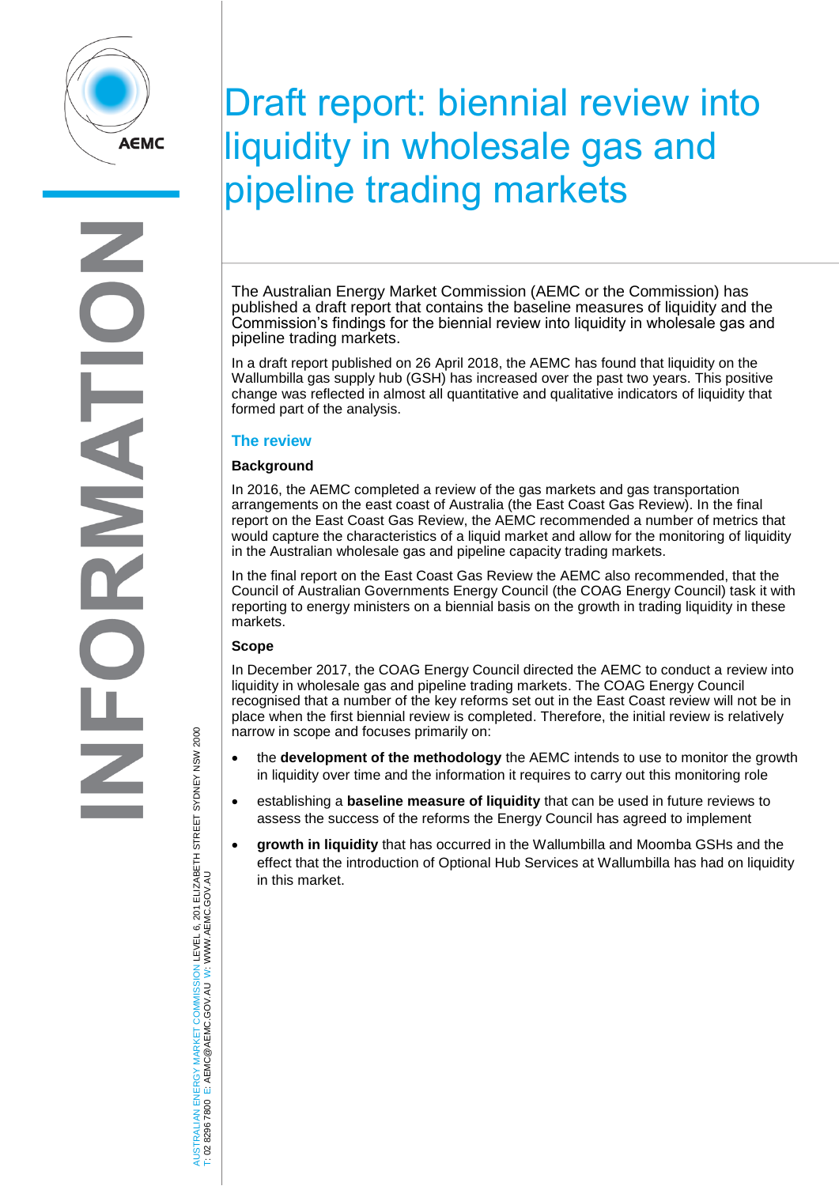# Draft report: biennial review into liquidity in wholesale gas and pipeline trading markets

The Australian Energy Market Commission (AEMC or the Commission) has published a draft report that contains the baseline measures of liquidity and the Commission's findings for the biennial review into liquidity in wholesale gas and pipeline trading markets.

In a draft report published on 26 April 2018, the AEMC has found that liquidity on the Wallumbilla gas supply hub (GSH) has increased over the past two years. This positive change was reflected in almost all quantitative and qualitative indicators of liquidity that formed part of the analysis.

## The review

### Background

In 2016, the AEMC completed a review of the gas markets and gas transportation arrangements on the east coast of Australia (the East Coast Gas Review). In the final report on the East Coast Gas Review, the AEMC recommended a number of metrics that would capture the characteristics of a liquid market and allow for the monitoring of liquidity in the Australian wholesale gas and pipeline capacity trading markets.

In the final report on the East Coast Gas Review the AEMC also recommended, that the Council of Australian Governments Energy Council (the COAG Energy Council) task it with reporting to energy ministers on a biennial basis on the growth in trading liquidity in these markets.

### Scope

In December 2017, the COAG Energy Council directed the AEMC to conduct a review into liquidity in wholesale gas and pipeline trading markets. The COAG Energy Council recognised that a number of the key reforms set out in the East Coast review will not be in place when the first biennial review is completed. Therefore, the initial review is relatively narrow in scope and focuses primarily on:

- the **development of the methodology** the AEMC intends to use to monitor the growth in liquidity over time and the information it requires to carry out this monitoring role
- establishing a **baseline measure of liquidity** that can be used in future reviews to assess the success of the reforms the Energy Council has agreed to implement
- **growth in liquidity** that has occurred in the Wallumbilla and Moomba GSHs and the effect that the introduction of Optional Hub Services at Wallumbilla has had on liquidity in this market.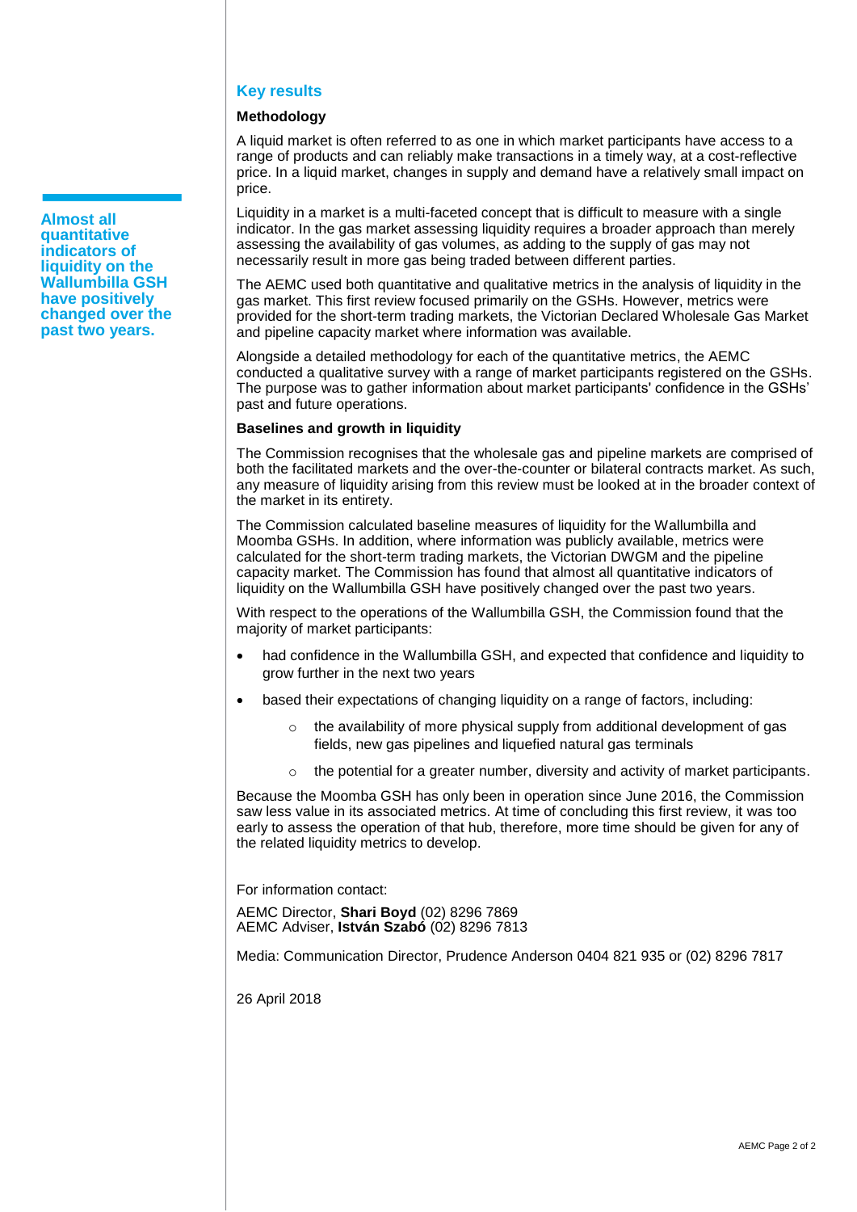**Almost all quantitative indicators of liquidity on the Wallumbilla GSH have positively changed over the past two years.**

## Key results

### Methodology

A liquid market is often referred to as one in which market participants have access to a range of products and can reliably make transactions in a timely way, at a cost-reflective price. In a liquid market, changes in supply and demand have a relatively small impact on price.

Liquidity in a market is a multi-faceted concept that is difficult to measure with a single indicator. In the gas market assessing liquidity requires a broader approach than merely assessing the availability of gas volumes, as adding to the supply of gas may not necessarily result in more gas being traded between different parties.

The AEMC used both quantitative and qualitative metrics in the analysis of liquidity in the gas market. This first review focused primarily on the GSHs. However, metrics were provided for the short-term trading markets, the Victorian Declared Wholesale Gas Market and pipeline capacity market where information was available.

Alongside a detailed methodology for each of the quantitative metrics, the AEMC conducted a qualitative survey with a range of market participants registered on the GSHs. The purpose was to gather information about market participants' confidence in the GSHs' past and future operations.

### Baselines and growth in liquidity

The Commission recognises that the wholesale gas and pipeline markets are comprised of both the facilitated markets and the over-the-counter or bilateral contracts market. As such, any measure of liquidity arising from this review must be looked at in the broader context of the market in its entirety.

The Commission calculated baseline measures of liquidity for the Wallumbilla and Moomba GSHs. In addition, where information was publicly available, metrics were calculated for the short-term trading markets, the Victorian DWGM and the pipeline capacity market. The Commission has found that almost all quantitative indicators of liquidity on the Wallumbilla GSH have positively changed over the past two years.

With respect to the operations of the Wallumbilla GSH, the Commission found that the majority of market participants:

- had confidence in the Wallumbilla GSH, and expected that confidence and liquidity to grow further in the next two years
- based their expectations of changing liquidity on a range of factors, including:
  - the availability of more physical supply from additional development of gas fields, new gas pipelines and liquefied natural gas terminals
  - the potential for a greater number, diversity and activity of market participants.

Because the Moomba GSH has only been in operation since June 2016, the Commission saw less value in its associated metrics. At time of concluding this first review, it was too early to assess the operation of that hub, therefore, more time should be given for any of the related liquidity metrics to develop.

For information contact:

AEMC Director, **Shari Boyd** (02) 8296 7869
AEMC Adviser, **István Szabó** (02) 8296 7813

Media: Communication Director, Prudence Anderson 0404 821 935 or (02) 8296 7817

26 April 2018